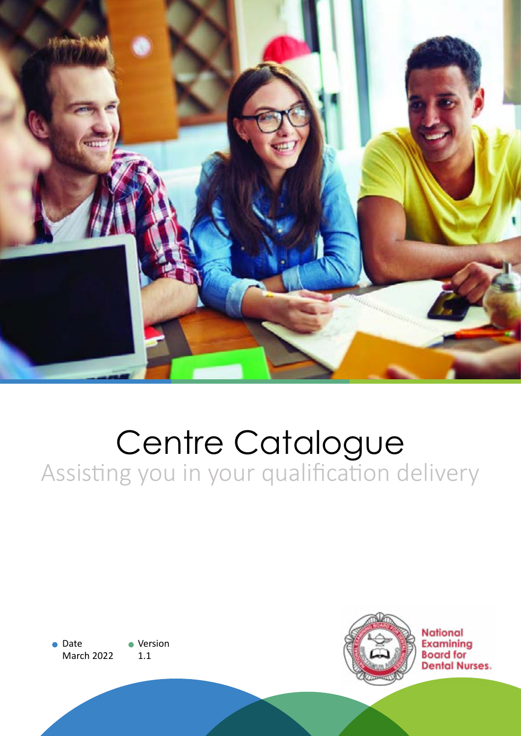# Centre Catalogue

## Assisting you in your qualification delivery

Date
March 2022

Version
1.1

National Examining Board for Dental Nurses.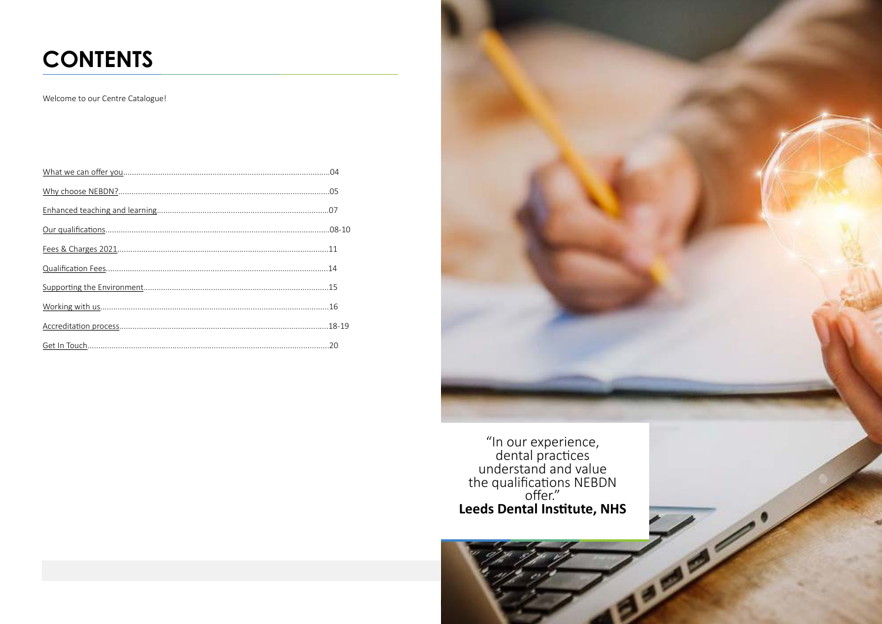# CONTENTS

Welcome to our Centre Catalogue!

- What we can offer you.....04
- Why choose NEBDN?.....05
- Enhanced teaching and learning.....07
- Our qualifications.....08-10
- Fees & Charges 2021.....11
- Qualification Fees.....14
- Supporting the Environment.....15
- Working with us.....16
- Accreditation process.....18-19
- Get In Touch.....20

"In our experience, dental practices understand and value the qualifications NEBDN offer."

**Leeds Dental Institute, NHS**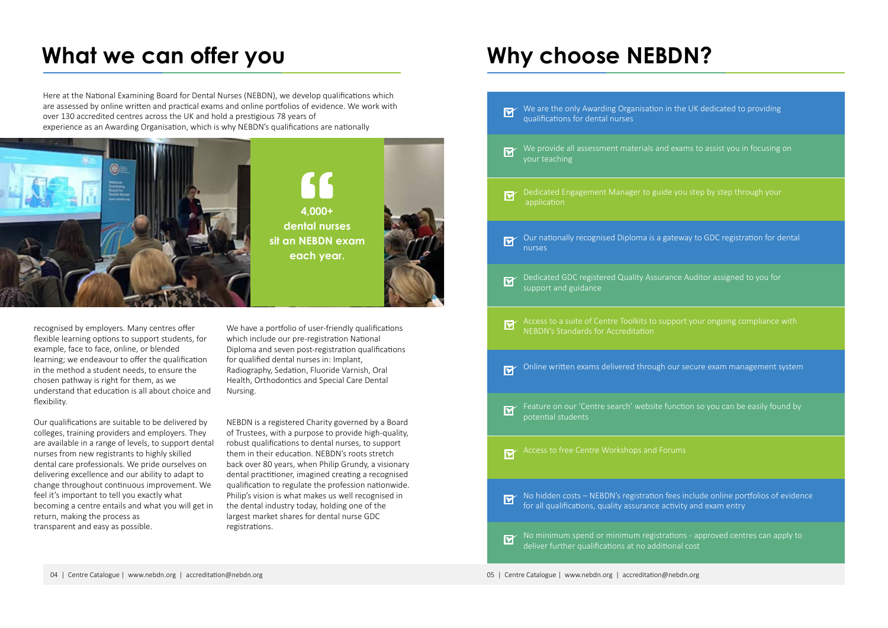# What we can offer you

Here at the National Examining Board for Dental Nurses (NEBDN), we develop qualifications which are assessed by online written and practical exams and online portfolios of evidence. We work with over 130 accredited centres across the UK and hold a prestigious 78 years of experience as an Awarding Organisation, which is why NEBDN's qualifications are nationally recognised by employers. Many centres offer flexible learning options to support students, for example, face to face, online, or blended learning; we endeavour to offer the qualification in the method a student needs, to ensure the chosen pathway is right for them, as we understand that education is all about choice and flexibility.

> **4,000+ dental nurses sit an NEBDN exam each year.**

Our qualifications are suitable to be delivered by colleges, training providers and employers. They are available in a range of levels, to support dental nurses from new registrants to highly skilled dental care professionals. We pride ourselves on delivering excellence and our ability to adapt to change throughout continuous improvement. We feel it's important to tell you exactly what becoming a centre entails and what you will get in return, making the process as transparent and easy as possible.

We have a portfolio of user-friendly qualifications which include our pre-registration National Diploma and seven post-registration qualifications for qualified dental nurses in: Implant, Radiography, Sedation, Fluoride Varnish, Oral Health, Orthodontics and Special Care Dental Nursing.

NEBDN is a registered Charity governed by a Board of Trustees, with a purpose to provide high-quality, robust qualifications to dental nurses, to support them in their education. NEBDN's roots stretch back over 80 years, when Philip Grundy, a visionary dental practitioner, imagined creating a recognised qualification to regulate the profession nationwide. Philip's vision is what makes us well recognised in the dental industry today, holding one of the largest market shares for dental nurse GDC registrations.

# Why choose NEBDN?

- We are the only Awarding Organisation in the UK dedicated to providing qualifications for dental nurses
- We provide all assessment materials and exams to assist you in focusing on your teaching
- Dedicated Engagement Manager to guide you step by step through your application
- Our nationally recognised Diploma is a gateway to GDC registration for dental nurses
- Dedicated GDC registered Quality Assurance Auditor assigned to you for support and guidance
- Access to a suite of Centre Toolkits to support your ongoing compliance with NEBDN's Standards for Accreditation
- Online written exams delivered through our secure exam management system
- Feature on our 'Centre search' website function so you can be easily found by potential students
- Access to free Centre Workshops and Forums
- No hidden costs – NEBDN's registration fees include online portfolios of evidence for all qualifications, quality assurance activity and exam entry
- No minimum spend or minimum registrations - approved centres can apply to deliver further qualifications at no additional cost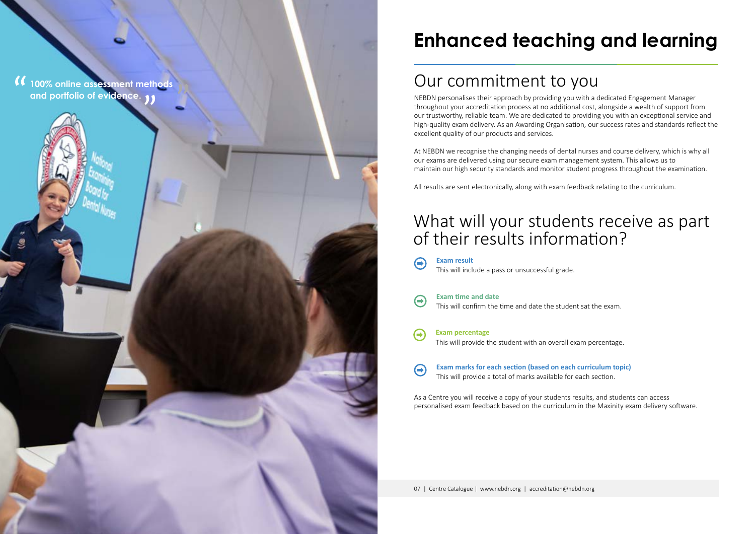> "100% online assessment methods and portfolio of evidence."

# Enhanced teaching and learning

## Our commitment to you

NEBDN personalises their approach by providing you with a dedicated Engagement Manager throughout your accreditation process at no additional cost, alongside a wealth of support from our trustworthy, reliable team. We are dedicated to providing you with an exceptional service and high-quality exam delivery. As an Awarding Organisation, our success rates and standards reflect the excellent quality of our products and services.

At NEBDN we recognise the changing needs of dental nurses and course delivery, which is why all our exams are delivered using our secure exam management system. This allows us to maintain our high security standards and monitor student progress throughout the examination.

All results are sent electronically, along with exam feedback relating to the curriculum.

## What will your students receive as part of their results information?

**Exam result**
This will include a pass or unsuccessful grade.

**Exam time and date**
This will confirm the time and date the student sat the exam.

**Exam percentage**
This will provide the student with an overall exam percentage.

**Exam marks for each section (based on each curriculum topic)**
This will provide a total of marks available for each section.

As a Centre you will receive a copy of your students results, and students can access personalised exam feedback based on the curriculum in the Maxinity exam delivery software.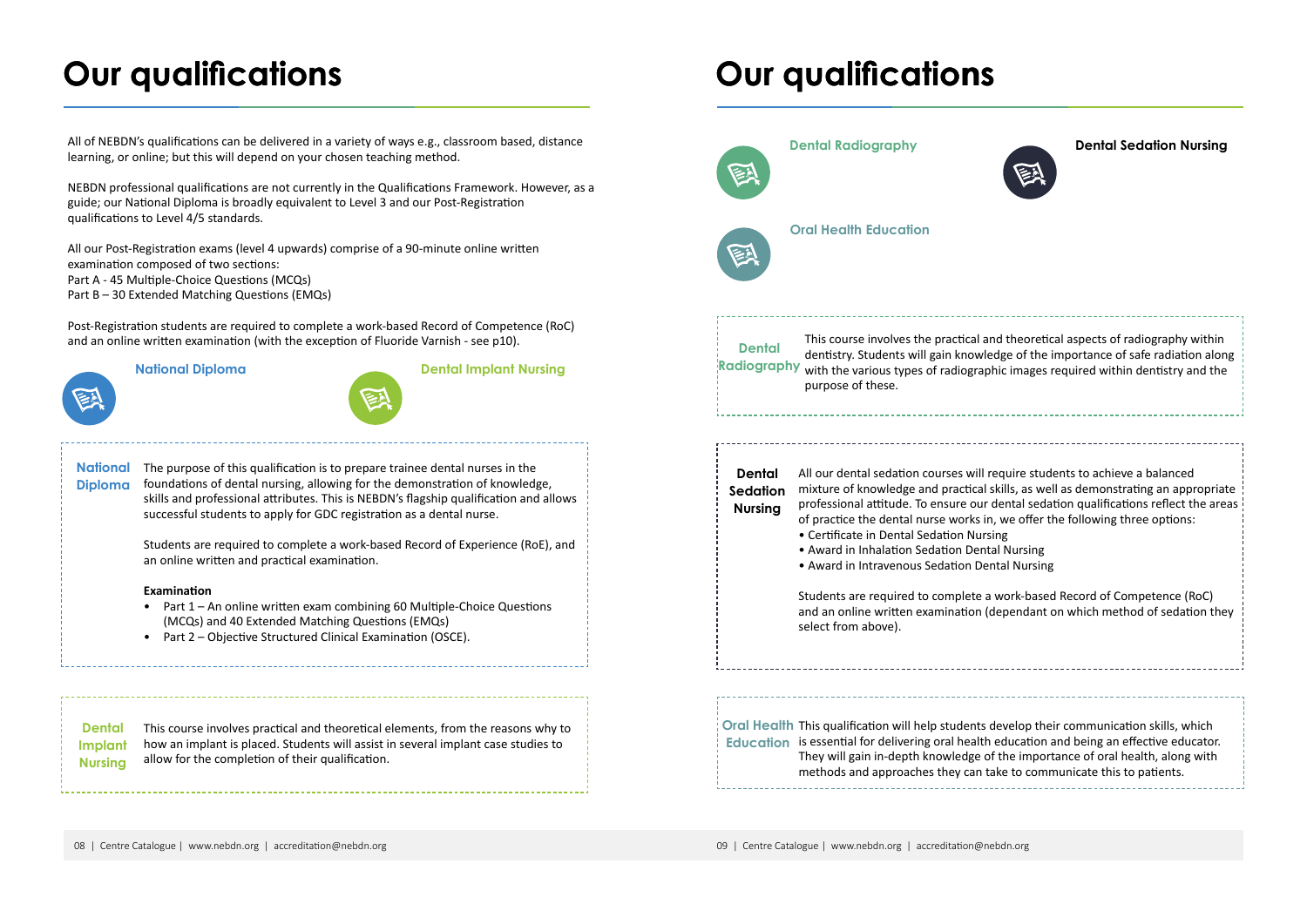# Our qualifications

All of NEBDN's qualifications can be delivered in a variety of ways e.g., classroom based, distance learning, or online; but this will depend on your chosen teaching method.

NEBDN professional qualifications are not currently in the Qualifications Framework. However, as a guide; our National Diploma is broadly equivalent to Level 3 and our Post-Registration qualifications to Level 4/5 standards.

All our Post-Registration exams (level 4 upwards) comprise of a 90-minute online written examination composed of two sections:
Part A - 45 Multiple-Choice Questions (MCQs)
Part B – 30 Extended Matching Questions (EMQs)

Post-Registration students are required to complete a work-based Record of Competence (RoC) and an online written examination (with the exception of Fluoride Varnish - see p10).

- National Diploma
- Dental Implant Nursing

## National Diploma

The purpose of this qualification is to prepare trainee dental nurses in the foundations of dental nursing, allowing for the demonstration of knowledge, skills and professional attributes. This is NEBDN's flagship qualification and allows successful students to apply for GDC registration as a dental nurse.

Students are required to complete a work-based Record of Experience (RoE), and an online written and practical examination.

**Examination**

- Part 1 – An online written exam combining 60 Multiple-Choice Questions (MCQs) and 40 Extended Matching Questions (EMQs)
- Part 2 – Objective Structured Clinical Examination (OSCE).

## Dental Implant Nursing

This course involves practical and theoretical elements, from the reasons why to how an implant is placed. Students will assist in several implant case studies to allow for the completion of their qualification.

# Our qualifications

- Dental Radiography
- Dental Sedation Nursing
- Oral Health Education

## Dental Radiography

This course involves the practical and theoretical aspects of radiography within dentistry. Students will gain knowledge of the importance of safe radiation along with the various types of radiographic images required within dentistry and the purpose of these.

## Dental Sedation Nursing

All our dental sedation courses will require students to achieve a balanced mixture of knowledge and practical skills, as well as demonstrating an appropriate professional attitude. To ensure our dental sedation qualifications reflect the areas of practice the dental nurse works in, we offer the following three options:

- Certificate in Dental Sedation Nursing
- Award in Inhalation Sedation Dental Nursing
- Award in Intravenous Sedation Dental Nursing

Students are required to complete a work-based Record of Competence (RoC) and an online written examination (dependant on which method of sedation they select from above).

## Oral Health Education

This qualification will help students develop their communication skills, which is essential for delivering oral health education and being an effective educator. They will gain in-depth knowledge of the importance of oral health, along with methods and approaches they can take to communicate this to patients.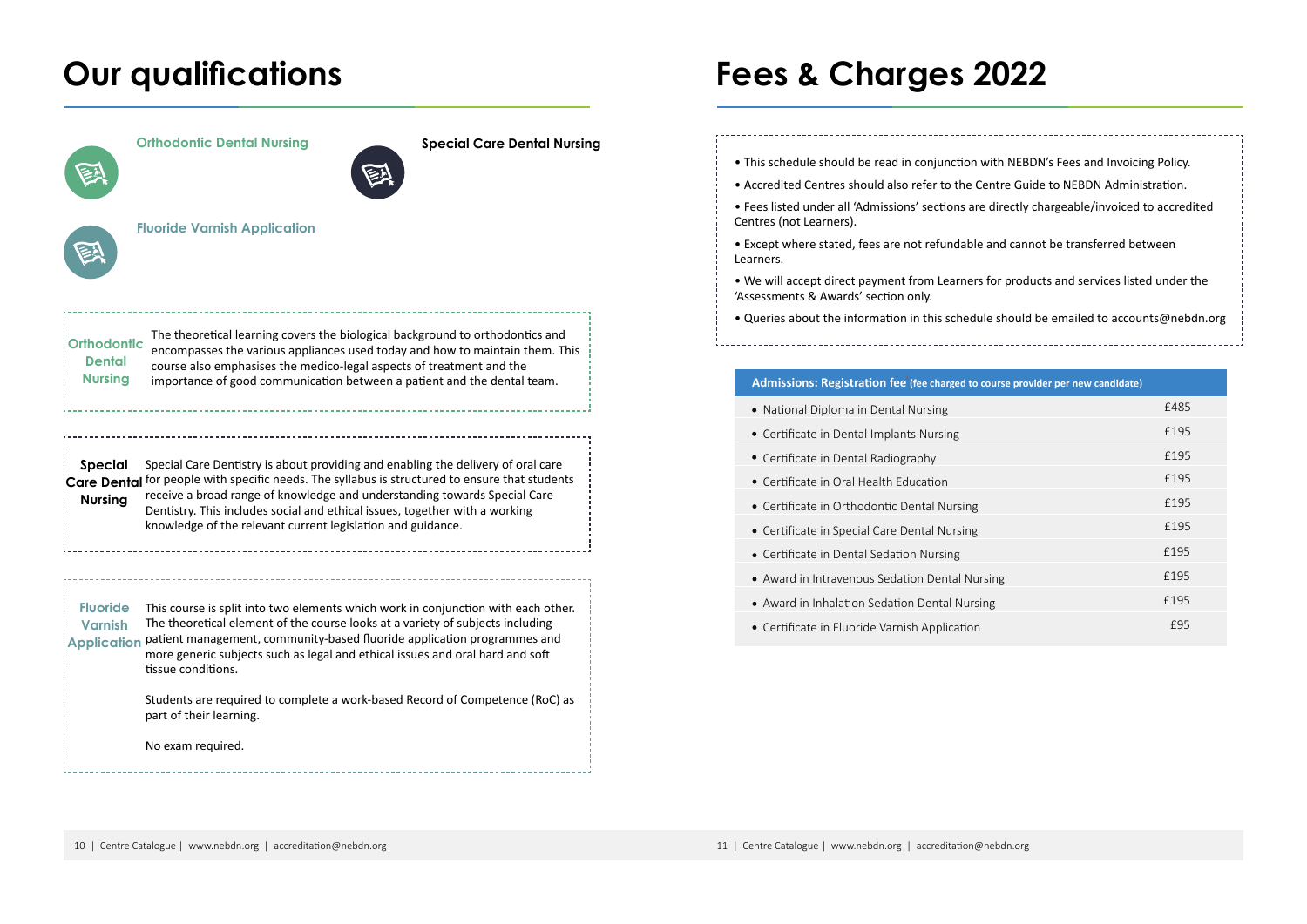# Our qualifications

Orthodontic Dental Nursing

Special Care Dental Nursing

Fluoride Varnish Application

**Orthodontic Dental Nursing**

The theoretical learning covers the biological background to orthodontics and encompasses the various appliances used today and how to maintain them. This course also emphasises the medico-legal aspects of treatment and the importance of good communication between a patient and the dental team.

**Special Care Dental Nursing**

Special Care Dentistry is about providing and enabling the delivery of oral care for people with specific needs. The syllabus is structured to ensure that students receive a broad range of knowledge and understanding towards Special Care Dentistry. This includes social and ethical issues, together with a working knowledge of the relevant current legislation and guidance.

**Fluoride Varnish Application**

This course is split into two elements which work in conjunction with each other. The theoretical element of the course looks at a variety of subjects including patient management, community-based fluoride application programmes and more generic subjects such as legal and ethical issues and oral hard and soft tissue conditions.

Students are required to complete a work-based Record of Competence (RoC) as part of their learning.

No exam required.

# Fees & Charges 2022

- This schedule should be read in conjunction with NEBDN's Fees and Invoicing Policy.
- Accredited Centres should also refer to the Centre Guide to NEBDN Administration.
- Fees listed under all 'Admissions' sections are directly chargeable/invoiced to accredited Centres (not Learners).
- Except where stated, fees are not refundable and cannot be transferred between Learners.
- We will accept direct payment from Learners for products and services listed under the 'Assessments & Awards' section only.
- Queries about the information in this schedule should be emailed to accounts@nebdn.org

| Admissions: Registration fee (fee charged to course provider per new candidate) | |
|---|---|
| National Diploma in Dental Nursing | £485 |
| Certificate in Dental Implants Nursing | £195 |
| Certificate in Dental Radiography | £195 |
| Certificate in Oral Health Education | £195 |
| Certificate in Orthodontic Dental Nursing | £195 |
| Certificate in Special Care Dental Nursing | £195 |
| Certificate in Dental Sedation Nursing | £195 |
| Award in Intravenous Sedation Dental Nursing | £195 |
| Award in Inhalation Sedation Dental Nursing | £195 |
| Certificate in Fluoride Varnish Application | £95 |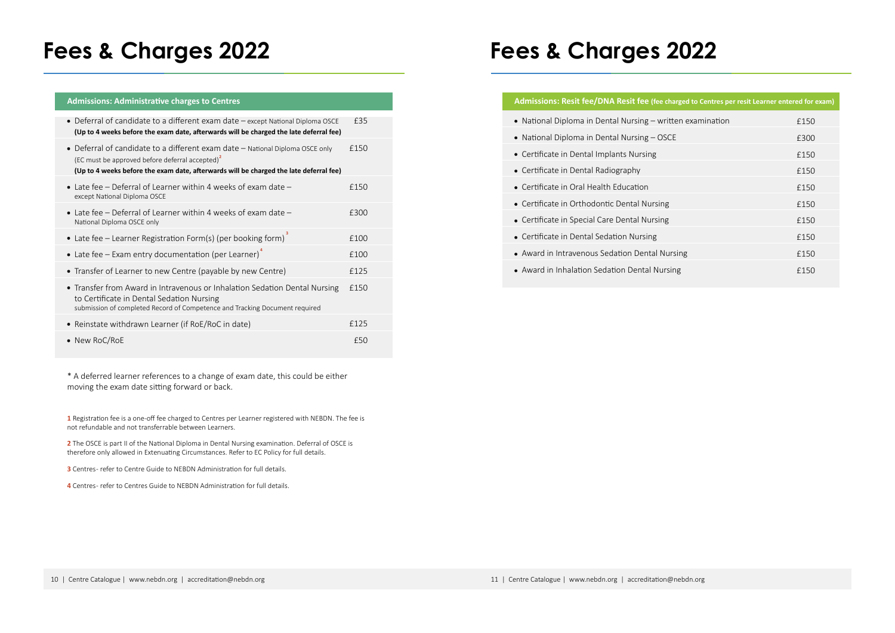# Fees & Charges 2022

| Admissions: Administrative charges to Centres | |
|---|---|
| • Deferral of candidate to a different exam date – except National Diploma OSCE **(Up to 4 weeks before the exam date, afterwards will be charged the late deferral fee)** | £35 |
| • Deferral of candidate to a different exam date – National Diploma OSCE only (EC must be approved before deferral accepted)[2] **(Up to 4 weeks before the exam date, afterwards will be charged the late deferral fee)** | £150 |
| • Late fee – Deferral of Learner within 4 weeks of exam date – except National Diploma OSCE | £150 |
| • Late fee – Deferral of Learner within 4 weeks of exam date – National Diploma OSCE only | £300 |
| • Late fee – Learner Registration Form(s) (per booking form)[3] | £100 |
| • Late fee – Exam entry documentation (per Learner)[4] | £100 |
| • Transfer of Learner to new Centre (payable by new Centre) | £125 |
| • Transfer from Award in Intravenous or Inhalation Sedation Dental Nursing to Certificate in Dental Sedation Nursing submission of completed Record of Competence and Tracking Document required | £150 |
| • Reinstate withdrawn Learner (if RoE/RoC in date) | £125 |
| • New RoC/RoE | £50 |

* A deferred learner references to a change of exam date, this could be either moving the exam date sitting forward or back.

**1** Registration fee is a one-off fee charged to Centres per Learner registered with NEBDN. The fee is not refundable and not transferrable between Learners.

**2** The OSCE is part II of the National Diploma in Dental Nursing examination. Deferral of OSCE is therefore only allowed in Extenuating Circumstances. Refer to EC Policy for full details.

**3** Centres- refer to Centre Guide to NEBDN Administration for full details.

**4** Centres- refer to Centres Guide to NEBDN Administration for full details.

# Fees & Charges 2022

| Admissions: Resit fee/DNA Resit fee (fee charged to Centres per resit Learner entered for exam) | |
|---|---|
| • National Diploma in Dental Nursing – written examination | £150 |
| • National Diploma in Dental Nursing – OSCE | £300 |
| • Certificate in Dental Implants Nursing | £150 |
| • Certificate in Dental Radiography | £150 |
| • Certificate in Oral Health Education | £150 |
| • Certificate in Orthodontic Dental Nursing | £150 |
| • Certificate in Special Care Dental Nursing | £150 |
| • Certificate in Dental Sedation Nursing | £150 |
| • Award in Intravenous Sedation Dental Nursing | £150 |
| • Award in Inhalation Sedation Dental Nursing | £150 |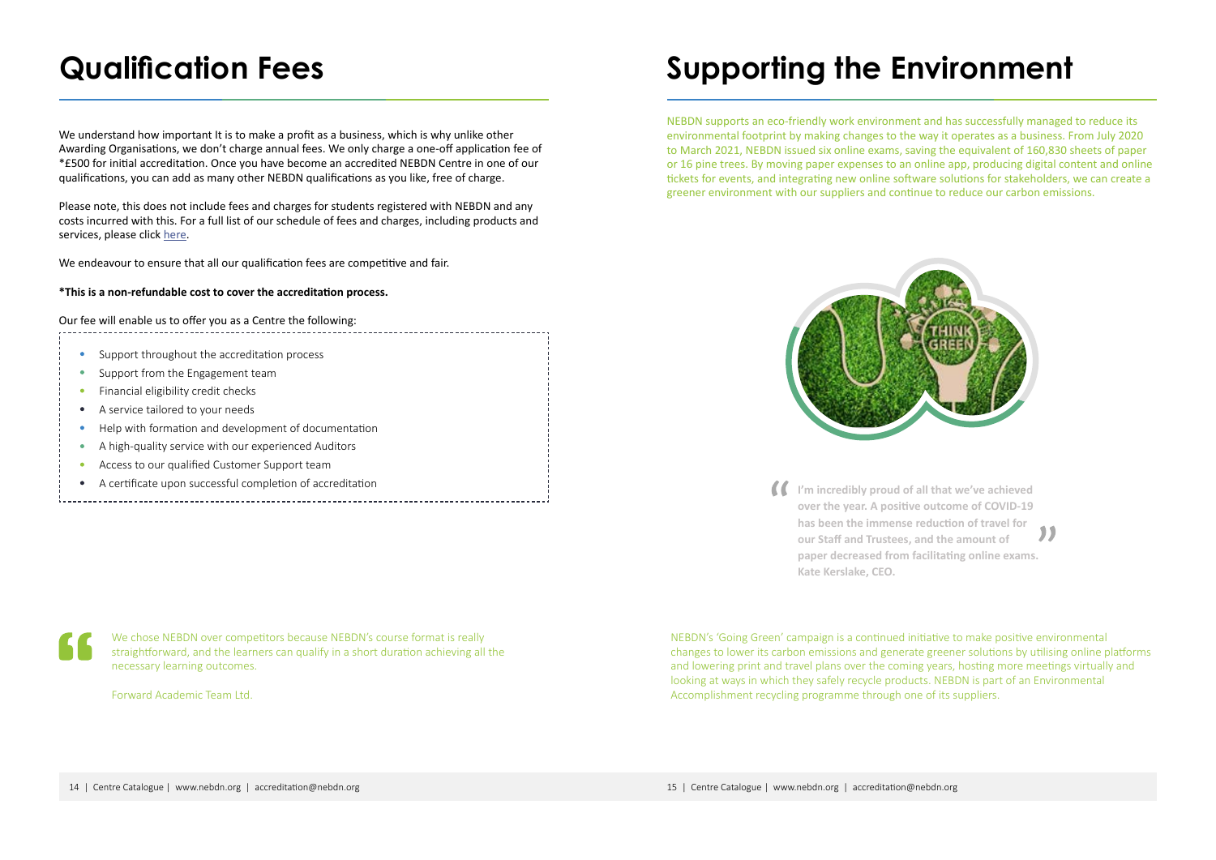# Qualification Fees

We understand how important It is to make a profit as a business, which is why unlike other Awarding Organisations, we don't charge annual fees. We only charge a one-off application fee of *£500 for initial accreditation. Once you have become an accredited NEBDN Centre in one of our qualifications, you can add as many other NEBDN qualifications as you like, free of charge.

Please note, this does not include fees and charges for students registered with NEBDN and any costs incurred with this. For a full list of our schedule of fees and charges, including products and services, please click here.

We endeavour to ensure that all our qualification fees are competitive and fair.

**\*This is a non-refundable cost to cover the accreditation process.**

Our fee will enable us to offer you as a Centre the following:

- Support throughout the accreditation process
- Support from the Engagement team
- Financial eligibility credit checks
- A service tailored to your needs
- Help with formation and development of documentation
- A high-quality service with our experienced Auditors
- Access to our qualified Customer Support team
- A certificate upon successful completion of accreditation

> "We chose NEBDN over competitors because NEBDN's course format is really straightforward, and the learners can qualify in a short duration achieving all the necessary learning outcomes.
>
> Forward Academic Team Ltd.

# Supporting the Environment

NEBDN supports an eco-friendly work environment and has successfully managed to reduce its environmental footprint by making changes to the way it operates as a business. From July 2020 to March 2021, NEBDN issued six online exams, saving the equivalent of 160,830 sheets of paper or 16 pine trees. By moving paper expenses to an online app, producing digital content and online tickets for events, and integrating new online software solutions for stakeholders, we can create a greener environment with our suppliers and continue to reduce our carbon emissions.

> **"I'm incredibly proud of all that we've achieved over the year. A positive outcome of COVID-19 has been the immense reduction of travel for our Staff and Trustees, and the amount of paper decreased from facilitating online exams."**
> **Kate Kerslake, CEO.**

NEBDN's 'Going Green' campaign is a continued initiative to make positive environmental changes to lower its carbon emissions and generate greener solutions by utilising online platforms and lowering print and travel plans over the coming years, hosting more meetings virtually and looking at ways in which they safely recycle products. NEBDN is part of an Environmental Accomplishment recycling programme through one of its suppliers.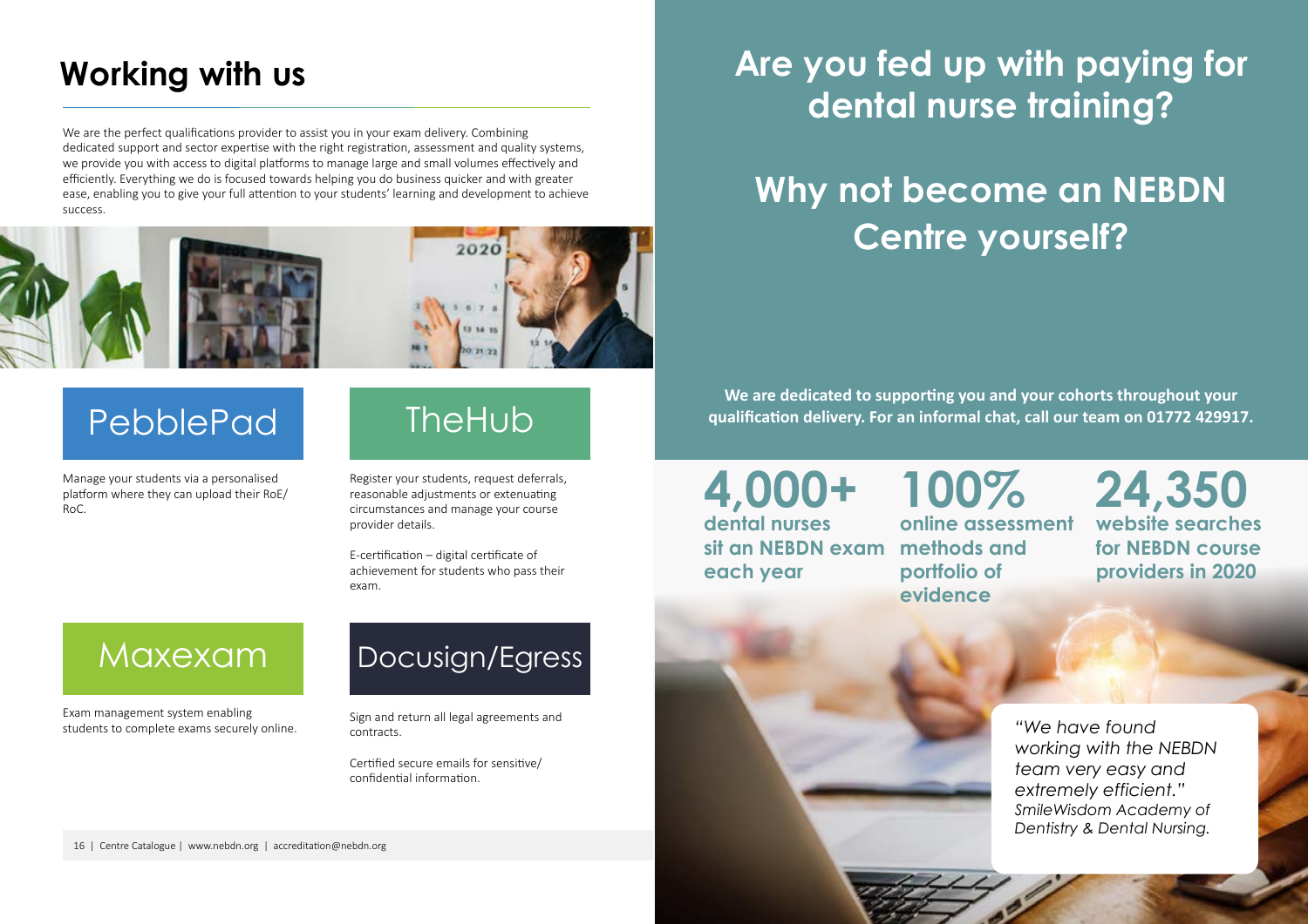## Working with us

We are the perfect qualifications provider to assist you in your exam delivery. Combining dedicated support and sector expertise with the right registration, assessment and quality systems, we provide you with access to digital platforms to manage large and small volumes effectively and efficiently. Everything we do is focused towards helping you do business quicker and with greater ease, enabling you to give your full attention to your students' learning and development to achieve success.

### PebblePad

Manage your students via a personalised platform where they can upload their RoE/RoC.

### TheHub

Register your students, request deferrals, reasonable adjustments or extenuating circumstances and manage your course provider details.

E-certification – digital certificate of achievement for students who pass their exam.

### Maxexam

Exam management system enabling students to complete exams securely online.

### Docusign/Egress

Sign and return all legal agreements and contracts.

Certified secure emails for sensitive/confidential information.

# Are you fed up with paying for dental nurse training?

# Why not become an NEBDN Centre yourself?

**We are dedicated to supporting you and your cohorts throughout your qualification delivery. For an informal chat, call our team on 01772 429917.**

**4,000+** dental nurses sit an NEBDN exam each year

**100%** online assessment methods and portfolio of evidence

**24,350** website searches for NEBDN course providers in 2020

*"We have found working with the NEBDN team very easy and extremely efficient."*
*SmileWisdom Academy of Dentistry & Dental Nursing.*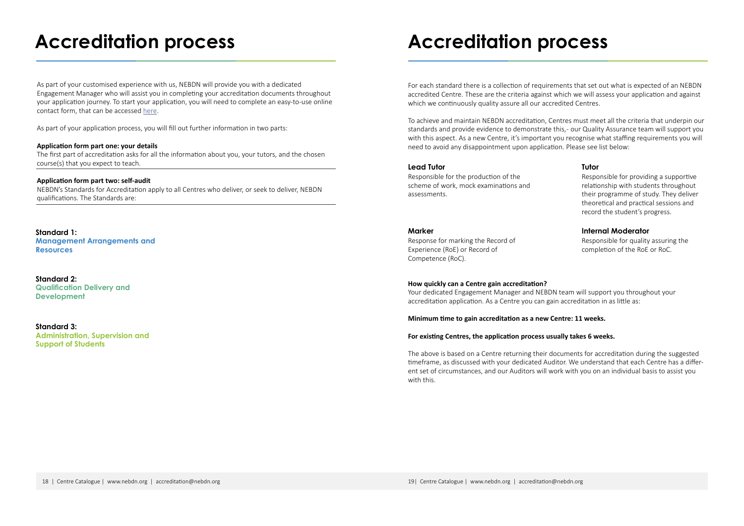# Accreditation process

As part of your customised experience with us, NEBDN will provide you with a dedicated Engagement Manager who will assist you in completing your accreditation documents throughout your application journey. To start your application, you will need to complete an easy-to-use online contact form, that can be accessed here.

As part of your application process, you will fill out further information in two parts:

**Application form part one: your details**
The first part of accreditation asks for all the information about you, your tutors, and the chosen course(s) that you expect to teach.

**Application form part two: self-audit**
NEBDN's Standards for Accreditation apply to all Centres who deliver, or seek to deliver, NEBDN qualifications. The Standards are:

**Standard 1:**
**Management Arrangements and Resources**

**Standard 2:**
**Qualification Delivery and Development**

**Standard 3:**
**Administration, Supervision and Support of Students**

# Accreditation process

For each standard there is a collection of requirements that set out what is expected of an NEBDN accredited Centre. These are the criteria against which we will assess your application and against which we continuously quality assure all our accredited Centres.

To achieve and maintain NEBDN accreditation, Centres must meet all the criteria that underpin our standards and provide evidence to demonstrate this,- our Quality Assurance team will support you with this aspect. As a new Centre, it's important you recognise what staffing requirements you will need to avoid any disappointment upon application. Please see list below:

**Lead Tutor**
Responsible for the production of the scheme of work, mock examinations and assessments.

**Tutor**
Responsible for providing a supportive relationship with students throughout their programme of study. They deliver theoretical and practical sessions and record the student's progress.

**Marker**
Response for marking the Record of Experience (RoE) or Record of Competence (RoC).

**Internal Moderator**
Responsible for quality assuring the completion of the RoE or RoC.

**How quickly can a Centre gain accreditation?**
Your dedicated Engagement Manager and NEBDN team will support you throughout your accreditation application. As a Centre you can gain accreditation in as little as:

**Minimum time to gain accreditation as a new Centre: 11 weeks.**

**For existing Centres, the application process usually takes 6 weeks.**

The above is based on a Centre returning their documents for accreditation during the suggested timeframe, as discussed with your dedicated Auditor. We understand that each Centre has a different set of circumstances, and our Auditors will work with you on an individual basis to assist you with this.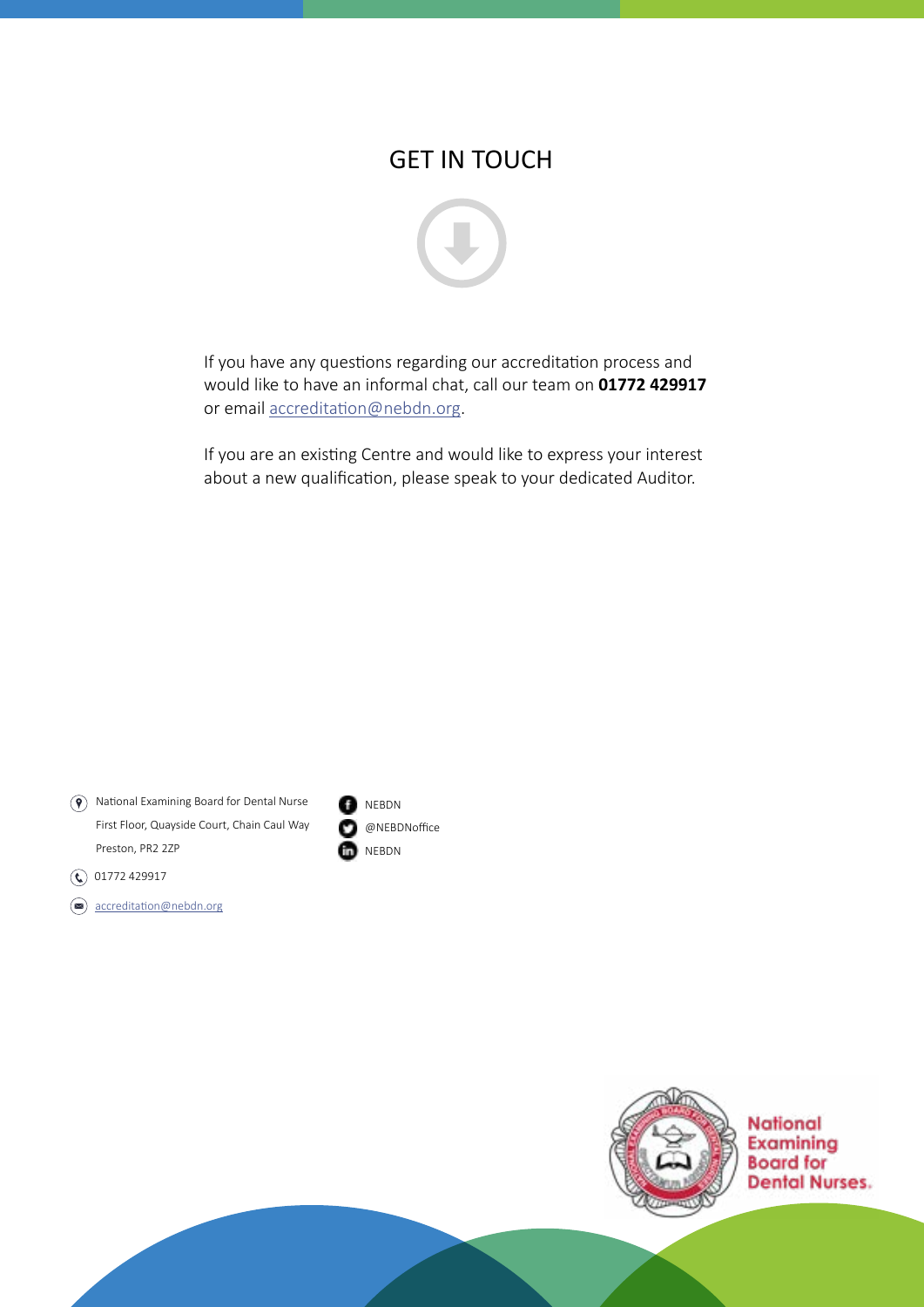# GET IN TOUCH

If you have any questions regarding our accreditation process and would like to have an informal chat, call our team on **01772 429917** or email accreditation@nebdn.org.

If you are an existing Centre and would like to express your interest about a new qualification, please speak to your dedicated Auditor.

National Examining Board for Dental Nurse
First Floor, Quayside Court, Chain Caul Way
Preston, PR2 2ZP

01772 429917

accreditation@nebdn.org

NEBDN
@NEBDNoffice
NEBDN

National Examining Board for Dental Nurses.